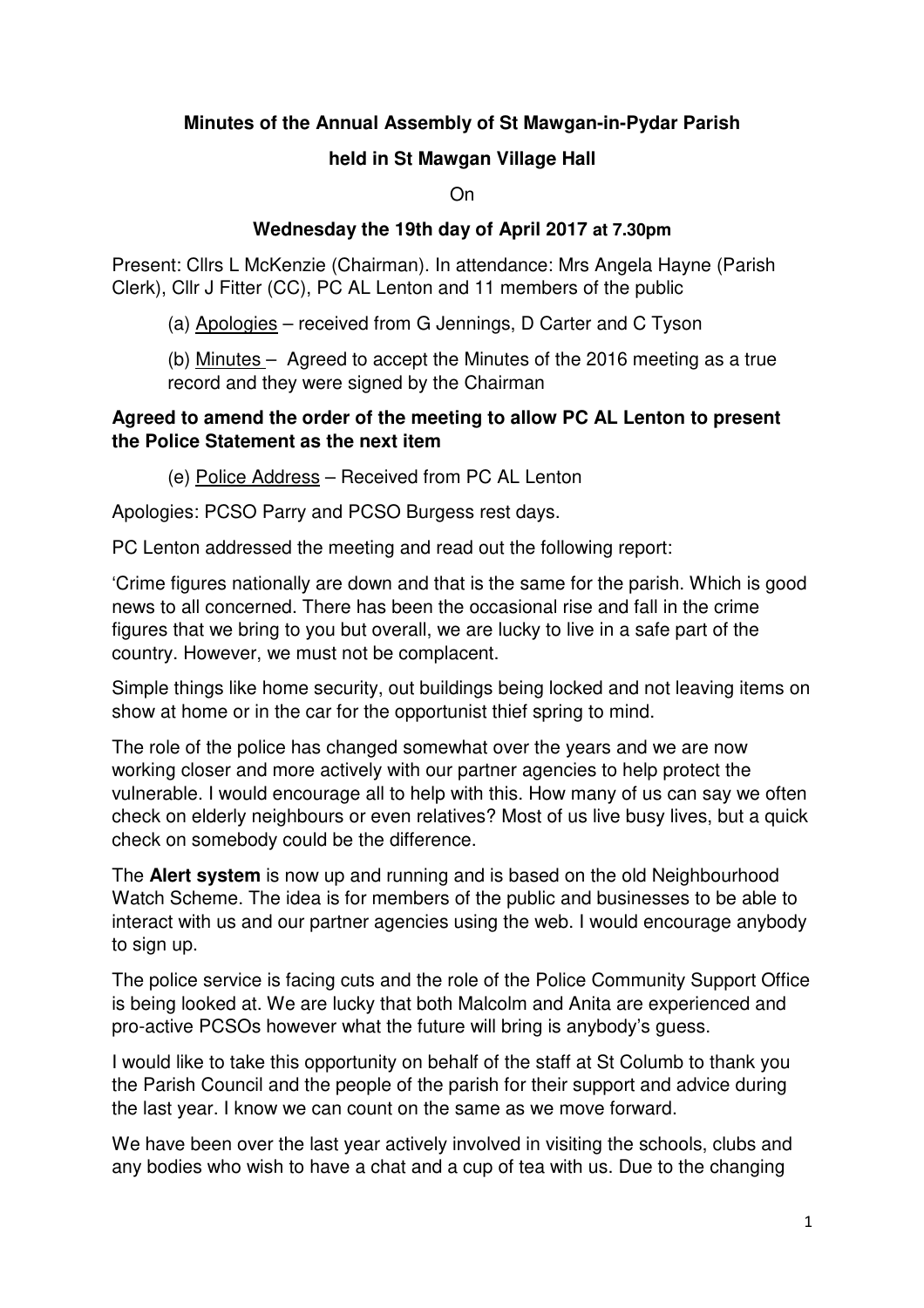**Minutes of the Annual Assembly of St Mawgan-in-Pydar Parish**

**held in St Mawgan Village Hall**

On

**Wednesday the 19th day of April 2017 at 7.30pm**

Present: Cllrs L McKenzie (Chairman). In attendance: Mrs Angela Hayne (Parish Clerk), Cllr J Fitter (CC), PC AL Lenton and 11 members of the public

(a) Apologies – received from G Jennings, D Carter and C Tyson

(b) Minutes – Agreed to accept the Minutes of the 2016 meeting as a true record and they were signed by the Chairman

**Agreed to amend the order of the meeting to allow PC AL Lenton to present the Police Statement as the next item**

(e) Police Address – Received from PC AL Lenton

Apologies: PCSO Parry and PCSO Burgess rest days.

PC Lenton addressed the meeting and read out the following report:

'Crime figures nationally are down and that is the same for the parish. Which is good news to all concerned. There has been the occasional rise and fall in the crime figures that we bring to you but overall, we are lucky to live in a safe part of the country. However, we must not be complacent.

Simple things like home security, out buildings being locked and not leaving items on show at home or in the car for the opportunist thief spring to mind.

The role of the police has changed somewhat over the years and we are now working closer and more actively with our partner agencies to help protect the vulnerable. I would encourage all to help with this. How many of us can say we often check on elderly neighbours or even relatives? Most of us live busy lives, but a quick check on somebody could be the difference.

The **Alert system** is now up and running and is based on the old Neighbourhood Watch Scheme. The idea is for members of the public and businesses to be able to interact with us and our partner agencies using the web. I would encourage anybody to sign up.

The police service is facing cuts and the role of the Police Community Support Office is being looked at. We are lucky that both Malcolm and Anita are experienced and pro-active PCSOs however what the future will bring is anybody's guess.

I would like to take this opportunity on behalf of the staff at St Columb to thank you the Parish Council and the people of the parish for their support and advice during the last year. I know we can count on the same as we move forward.

We have been over the last year actively involved in visiting the schools, clubs and any bodies who wish to have a chat and a cup of tea with us. Due to the changing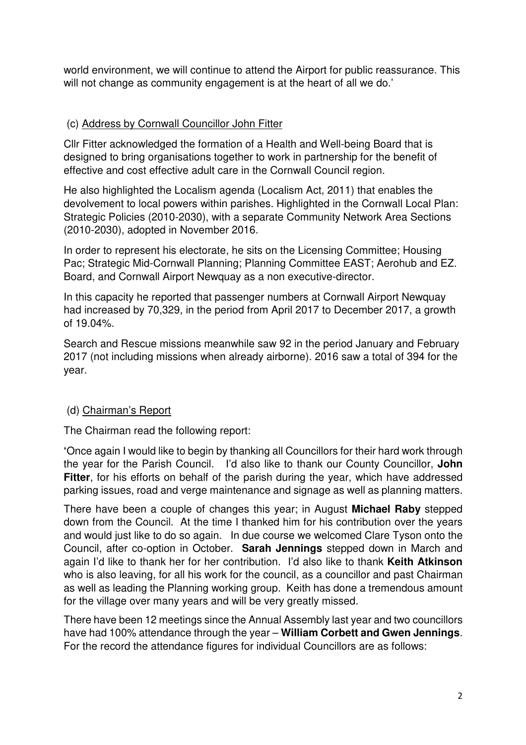world environment, we will continue to attend the Airport for public reassurance. This will not change as community engagement is at the heart of all we do.'

(c) Address by Cornwall Councillor John Fitter

Cllr Fitter acknowledged the formation of a Health and Well-being Board that is designed to bring organisations together to work in partnership for the benefit of effective and cost effective adult care in the Cornwall Council region.

He also highlighted the Localism agenda (Localism Act, 2011) that enables the devolvement to local powers within parishes. Highlighted in the Cornwall Local Plan: Strategic Policies (2010-2030), with a separate Community Network Area Sections (2010-2030), adopted in November 2016.

In order to represent his electorate, he sits on the Licensing Committee; Housing Pac; Strategic Mid-Cornwall Planning; Planning Committee EAST; Aerohub and EZ. Board, and Cornwall Airport Newquay as a non executive-director.

In this capacity he reported that passenger numbers at Cornwall Airport Newquay had increased by 70,329, in the period from April 2017 to December 2017, a growth of 19.04%.

Search and Rescue missions meanwhile saw 92 in the period January and February 2017 (not including missions when already airborne). 2016 saw a total of 394 for the year.

(d) Chairman's Report

The Chairman read the following report:

'Once again I would like to begin by thanking all Councillors for their hard work through the year for the Parish Council. I'd also like to thank our County Councillor, **John Fitter**, for his efforts on behalf of the parish during the year, which have addressed parking issues, road and verge maintenance and signage as well as planning matters.

There have been a couple of changes this year; in August **Michael Raby** stepped down from the Council. At the time I thanked him for his contribution over the years and would just like to do so again. In due course we welcomed Clare Tyson onto the Council, after co-option in October. **Sarah Jennings** stepped down in March and again I'd like to thank her for her contribution. I'd also like to thank **Keith Atkinson** who is also leaving, for all his work for the council, as a councillor and past Chairman as well as leading the Planning working group. Keith has done a tremendous amount for the village over many years and will be very greatly missed.

There have been 12 meetings since the Annual Assembly last year and two councillors have had 100% attendance through the year – **William Corbett and Gwen Jennings**. For the record the attendance figures for individual Councillors are as follows: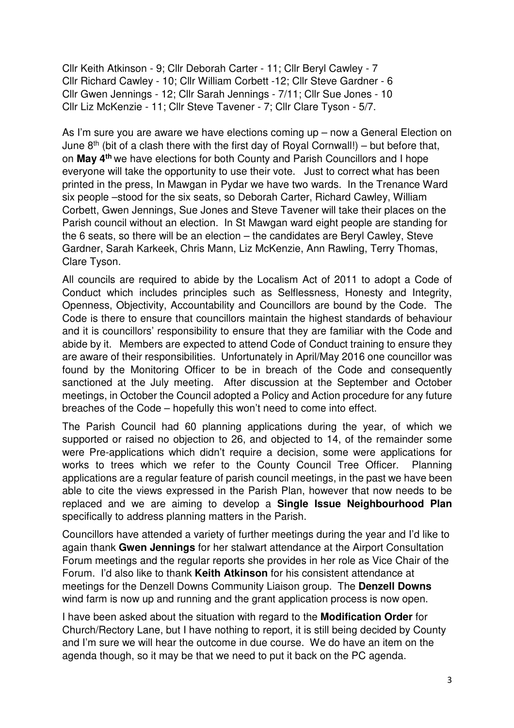Cllr Keith Atkinson - 9; Cllr Deborah Carter - 11; Cllr Beryl Cawley - 7
Cllr Richard Cawley - 10; Cllr William Corbett -12; Cllr Steve Gardner - 6
Cllr Gwen Jennings - 12; Cllr Sarah Jennings - 7/11; Cllr Sue Jones - 10
Cllr Liz McKenzie - 11; Cllr Steve Tavener - 7; Cllr Clare Tyson - 5/7.

As I'm sure you are aware we have elections coming up – now a General Election on June 8th (bit of a clash there with the first day of Royal Cornwall!) – but before that, on **May 4th** we have elections for both County and Parish Councillors and I hope everyone will take the opportunity to use their vote. Just to correct what has been printed in the press, In Mawgan in Pydar we have two wards. In the Trenance Ward six people –stood for the six seats, so Deborah Carter, Richard Cawley, William Corbett, Gwen Jennings, Sue Jones and Steve Tavener will take their places on the Parish council without an election. In St Mawgan ward eight people are standing for the 6 seats, so there will be an election – the candidates are Beryl Cawley, Steve Gardner, Sarah Karkeek, Chris Mann, Liz McKenzie, Ann Rawling, Terry Thomas, Clare Tyson.

All councils are required to abide by the Localism Act of 2011 to adopt a Code of Conduct which includes principles such as Selflessness, Honesty and Integrity, Openness, Objectivity, Accountability and Councillors are bound by the Code. The Code is there to ensure that councillors maintain the highest standards of behaviour and it is councillors' responsibility to ensure that they are familiar with the Code and abide by it. Members are expected to attend Code of Conduct training to ensure they are aware of their responsibilities. Unfortunately in April/May 2016 one councillor was found by the Monitoring Officer to be in breach of the Code and consequently sanctioned at the July meeting. After discussion at the September and October meetings, in October the Council adopted a Policy and Action procedure for any future breaches of the Code – hopefully this won't need to come into effect.

The Parish Council had 60 planning applications during the year, of which we supported or raised no objection to 26, and objected to 14, of the remainder some were Pre-applications which didn't require a decision, some were applications for works to trees which we refer to the County Council Tree Officer. Planning applications are a regular feature of parish council meetings, in the past we have been able to cite the views expressed in the Parish Plan, however that now needs to be replaced and we are aiming to develop a **Single Issue Neighbourhood Plan** specifically to address planning matters in the Parish.

Councillors have attended a variety of further meetings during the year and I'd like to again thank **Gwen Jennings** for her stalwart attendance at the Airport Consultation Forum meetings and the regular reports she provides in her role as Vice Chair of the Forum. I'd also like to thank **Keith Atkinson** for his consistent attendance at meetings for the Denzell Downs Community Liaison group. The **Denzell Downs** wind farm is now up and running and the grant application process is now open.

I have been asked about the situation with regard to the **Modification Order** for Church/Rectory Lane, but I have nothing to report, it is still being decided by County and I'm sure we will hear the outcome in due course. We do have an item on the agenda though, so it may be that we need to put it back on the PC agenda.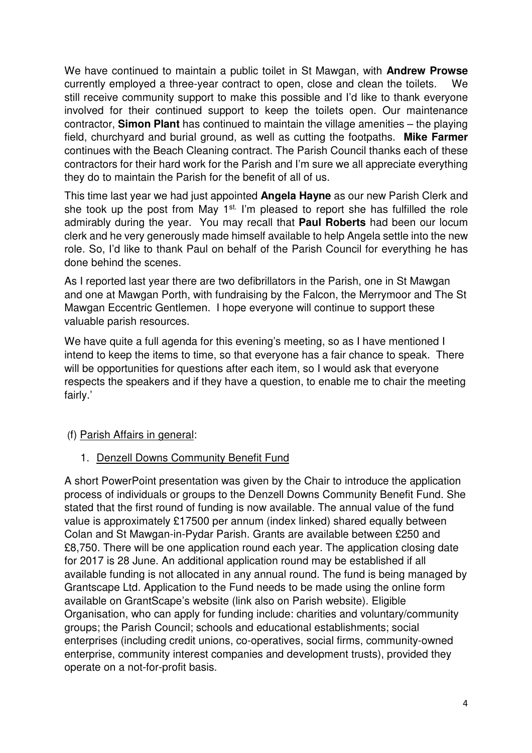We have continued to maintain a public toilet in St Mawgan, with **Andrew Prowse** currently employed a three-year contract to open, close and clean the toilets. We still receive community support to make this possible and I'd like to thank everyone involved for their continued support to keep the toilets open. Our maintenance contractor, **Simon Plant** has continued to maintain the village amenities – the playing field, churchyard and burial ground, as well as cutting the footpaths. **Mike Farmer** continues with the Beach Cleaning contract. The Parish Council thanks each of these contractors for their hard work for the Parish and I'm sure we all appreciate everything they do to maintain the Parish for the benefit of all of us.

This time last year we had just appointed **Angela Hayne** as our new Parish Clerk and she took up the post from May 1st. I'm pleased to report she has fulfilled the role admirably during the year. You may recall that **Paul Roberts** had been our locum clerk and he very generously made himself available to help Angela settle into the new role. So, I'd like to thank Paul on behalf of the Parish Council for everything he has done behind the scenes.

As I reported last year there are two defibrillators in the Parish, one in St Mawgan and one at Mawgan Porth, with fundraising by the Falcon, the Merrymoor and The St Mawgan Eccentric Gentlemen. I hope everyone will continue to support these valuable parish resources.

We have quite a full agenda for this evening's meeting, so as I have mentioned I intend to keep the items to time, so that everyone has a fair chance to speak. There will be opportunities for questions after each item, so I would ask that everyone respects the speakers and if they have a question, to enable me to chair the meeting fairly.'

(f) Parish Affairs in general:

1. Denzell Downs Community Benefit Fund

A short PowerPoint presentation was given by the Chair to introduce the application process of individuals or groups to the Denzell Downs Community Benefit Fund. She stated that the first round of funding is now available. The annual value of the fund value is approximately £17500 per annum (index linked) shared equally between Colan and St Mawgan-in-Pydar Parish. Grants are available between £250 and £8,750. There will be one application round each year. The application closing date for 2017 is 28 June. An additional application round may be established if all available funding is not allocated in any annual round. The fund is being managed by Grantscape Ltd. Application to the Fund needs to be made using the online form available on GrantScape's website (link also on Parish website). Eligible Organisation, who can apply for funding include: charities and voluntary/community groups; the Parish Council; schools and educational establishments; social enterprises (including credit unions, co-operatives, social firms, community-owned enterprise, community interest companies and development trusts), provided they operate on a not-for-profit basis.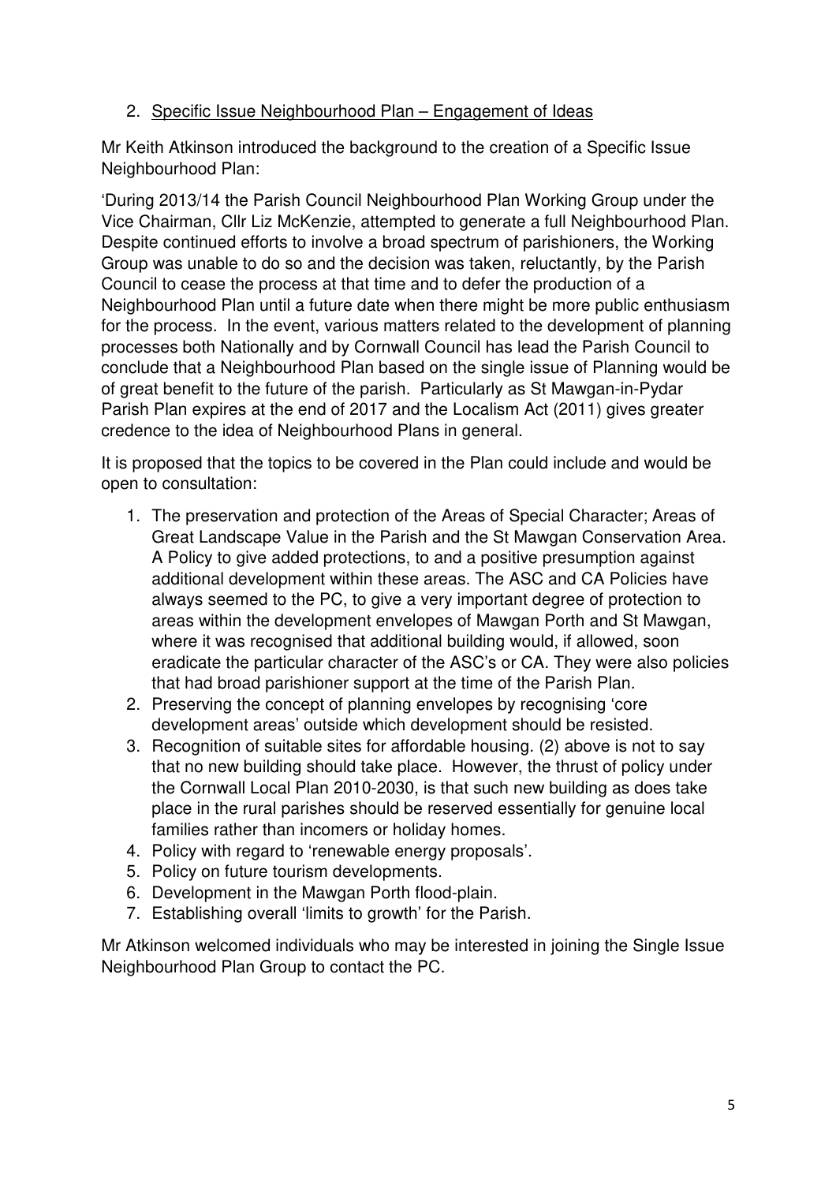2. <u>Specific Issue Neighbourhood Plan – Engagement of Ideas</u>

Mr Keith Atkinson introduced the background to the creation of a Specific Issue Neighbourhood Plan:

'During 2013/14 the Parish Council Neighbourhood Plan Working Group under the Vice Chairman, Cllr Liz McKenzie, attempted to generate a full Neighbourhood Plan. Despite continued efforts to involve a broad spectrum of parishioners, the Working Group was unable to do so and the decision was taken, reluctantly, by the Parish Council to cease the process at that time and to defer the production of a Neighbourhood Plan until a future date when there might be more public enthusiasm for the process. In the event, various matters related to the development of planning processes both Nationally and by Cornwall Council has lead the Parish Council to conclude that a Neighbourhood Plan based on the single issue of Planning would be of great benefit to the future of the parish. Particularly as St Mawgan-in-Pydar Parish Plan expires at the end of 2017 and the Localism Act (2011) gives greater credence to the idea of Neighbourhood Plans in general.

It is proposed that the topics to be covered in the Plan could include and would be open to consultation:

1. The preservation and protection of the Areas of Special Character; Areas of Great Landscape Value in the Parish and the St Mawgan Conservation Area. A Policy to give added protections, to and a positive presumption against additional development within these areas. The ASC and CA Policies have always seemed to the PC, to give a very important degree of protection to areas within the development envelopes of Mawgan Porth and St Mawgan, where it was recognised that additional building would, if allowed, soon eradicate the particular character of the ASC's or CA. They were also policies that had broad parishioner support at the time of the Parish Plan.
2. Preserving the concept of planning envelopes by recognising 'core development areas' outside which development should be resisted.
3. Recognition of suitable sites for affordable housing. (2) above is not to say that no new building should take place. However, the thrust of policy under the Cornwall Local Plan 2010-2030, is that such new building as does take place in the rural parishes should be reserved essentially for genuine local families rather than incomers or holiday homes.
4. Policy with regard to 'renewable energy proposals'.
5. Policy on future tourism developments.
6. Development in the Mawgan Porth flood-plain.
7. Establishing overall 'limits to growth' for the Parish.

Mr Atkinson welcomed individuals who may be interested in joining the Single Issue Neighbourhood Plan Group to contact the PC.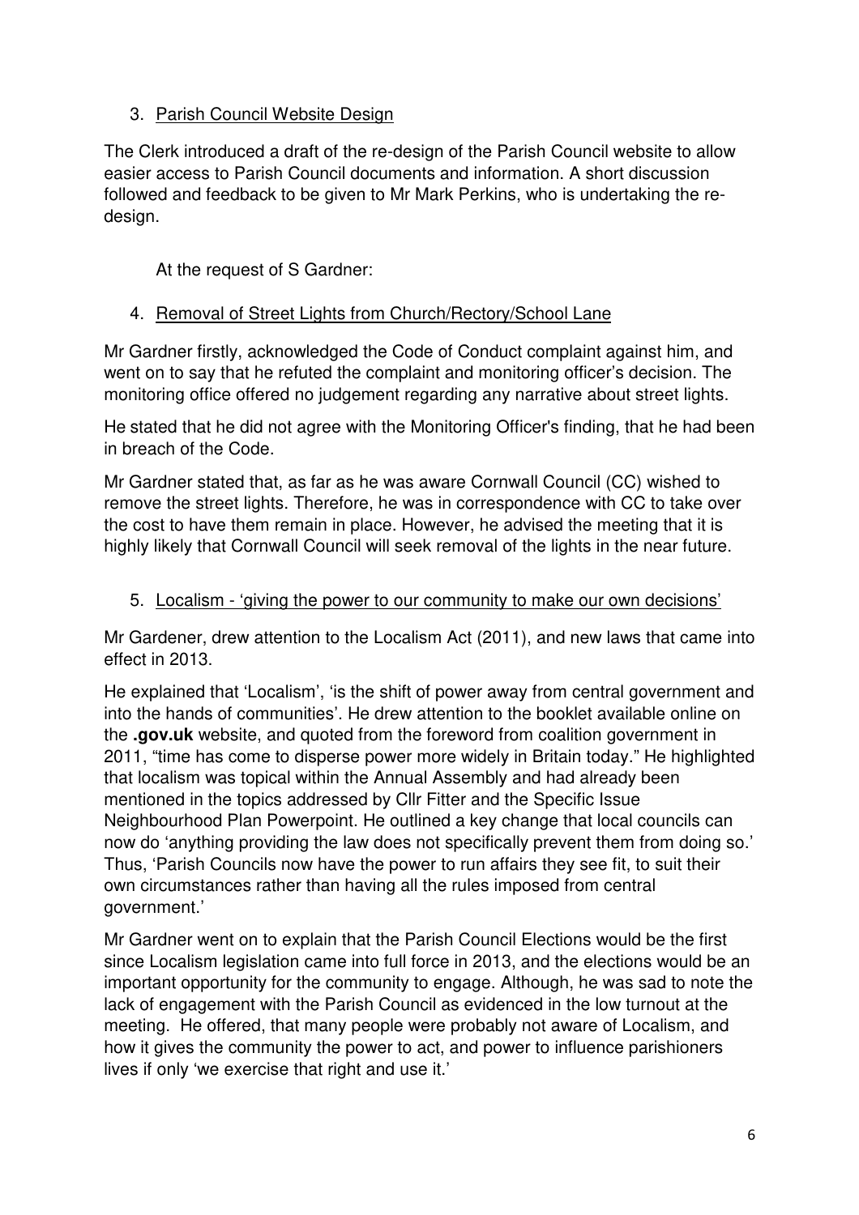3. Parish Council Website Design

The Clerk introduced a draft of the re-design of the Parish Council website to allow easier access to Parish Council documents and information. A short discussion followed and feedback to be given to Mr Mark Perkins, who is undertaking the re-design.

At the request of S Gardner:

4. Removal of Street Lights from Church/Rectory/School Lane

Mr Gardner firstly, acknowledged the Code of Conduct complaint against him, and went on to say that he refuted the complaint and monitoring officer's decision. The monitoring office offered no judgement regarding any narrative about street lights.

He stated that he did not agree with the Monitoring Officer's finding, that he had been in breach of the Code.

Mr Gardner stated that, as far as he was aware Cornwall Council (CC) wished to remove the street lights. Therefore, he was in correspondence with CC to take over the cost to have them remain in place. However, he advised the meeting that it is highly likely that Cornwall Council will seek removal of the lights in the near future.

5. Localism - 'giving the power to our community to make our own decisions'

Mr Gardener, drew attention to the Localism Act (2011), and new laws that came into effect in 2013.

He explained that 'Localism', 'is the shift of power away from central government and into the hands of communities'. He drew attention to the booklet available online on the **.gov.uk** website, and quoted from the foreword from coalition government in 2011, "time has come to disperse power more widely in Britain today." He highlighted that localism was topical within the Annual Assembly and had already been mentioned in the topics addressed by Cllr Fitter and the Specific Issue Neighbourhood Plan Powerpoint. He outlined a key change that local councils can now do 'anything providing the law does not specifically prevent them from doing so.' Thus, 'Parish Councils now have the power to run affairs they see fit, to suit their own circumstances rather than having all the rules imposed from central government.'

Mr Gardner went on to explain that the Parish Council Elections would be the first since Localism legislation came into full force in 2013, and the elections would be an important opportunity for the community to engage. Although, he was sad to note the lack of engagement with the Parish Council as evidenced in the low turnout at the meeting. He offered, that many people were probably not aware of Localism, and how it gives the community the power to act, and power to influence parishioners lives if only 'we exercise that right and use it.'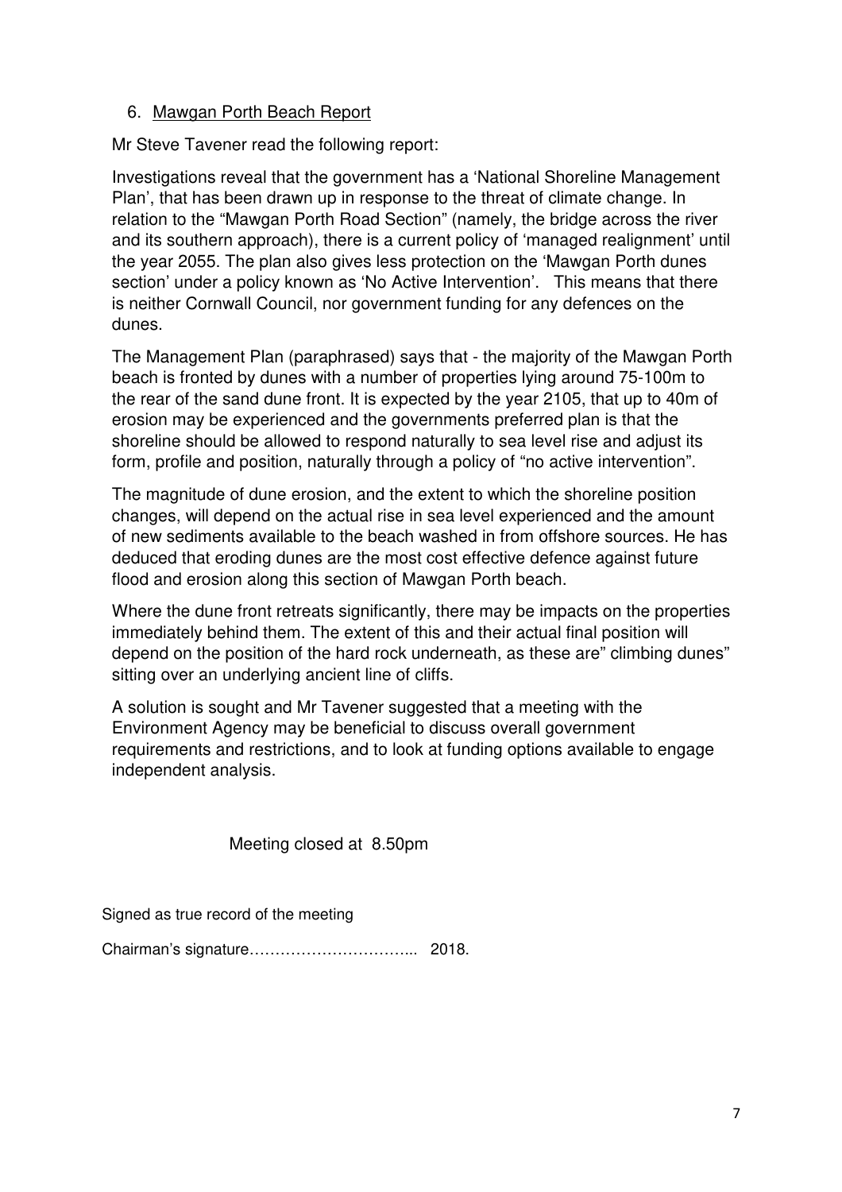6. Mawgan Porth Beach Report

Mr Steve Tavener read the following report:

Investigations reveal that the government has a 'National Shoreline Management Plan', that has been drawn up in response to the threat of climate change. In relation to the "Mawgan Porth Road Section" (namely, the bridge across the river and its southern approach), there is a current policy of 'managed realignment' until the year 2055. The plan also gives less protection on the 'Mawgan Porth dunes section' under a policy known as 'No Active Intervention'. This means that there is neither Cornwall Council, nor government funding for any defences on the dunes.

The Management Plan (paraphrased) says that - the majority of the Mawgan Porth beach is fronted by dunes with a number of properties lying around 75-100m to the rear of the sand dune front. It is expected by the year 2105, that up to 40m of erosion may be experienced and the governments preferred plan is that the shoreline should be allowed to respond naturally to sea level rise and adjust its form, profile and position, naturally through a policy of "no active intervention".

The magnitude of dune erosion, and the extent to which the shoreline position changes, will depend on the actual rise in sea level experienced and the amount of new sediments available to the beach washed in from offshore sources. He has deduced that eroding dunes are the most cost effective defence against future flood and erosion along this section of Mawgan Porth beach.

Where the dune front retreats significantly, there may be impacts on the properties immediately behind them. The extent of this and their actual final position will depend on the position of the hard rock underneath, as these are" climbing dunes" sitting over an underlying ancient line of cliffs.

A solution is sought and Mr Tavener suggested that a meeting with the Environment Agency may be beneficial to discuss overall government requirements and restrictions, and to look at funding options available to engage independent analysis.

Meeting closed at 8.50pm

Signed as true record of the meeting

Chairman's signature…………………………... 2018.